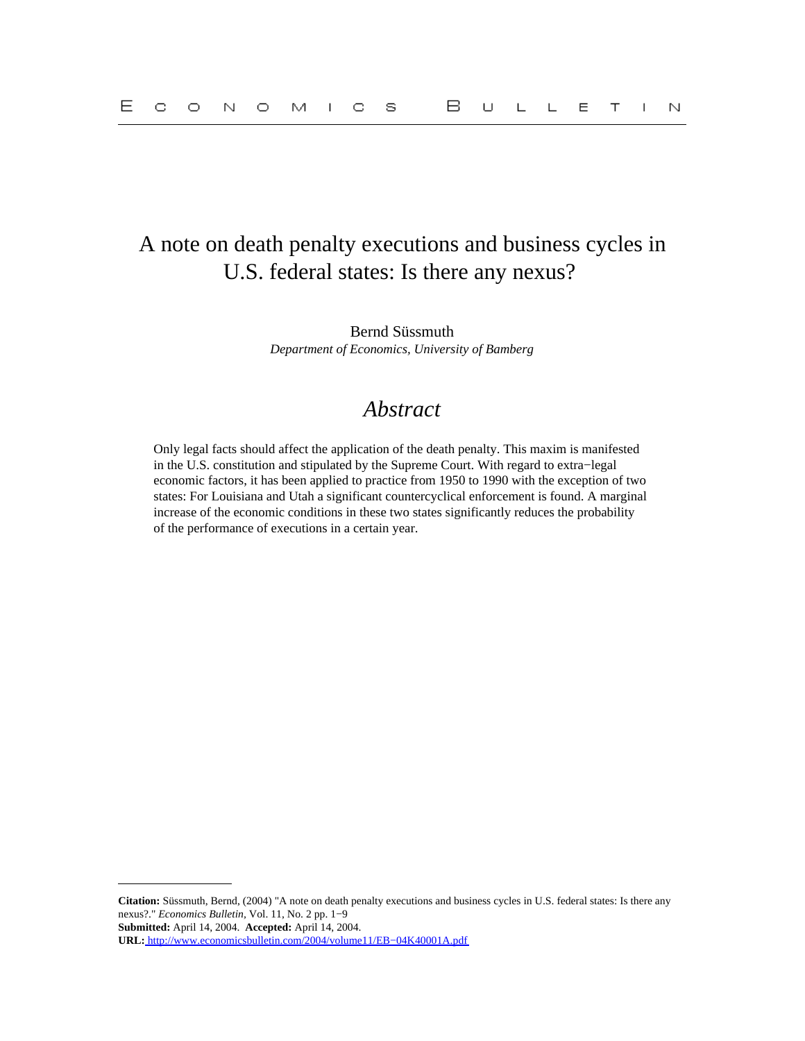# A note on death penalty executions and business cycles in U.S. federal states: Is there any nexus?

Bernd Süssmuth
*Department of Economics, University of Bamberg*

## *Abstract*

Only legal facts should affect the application of the death penalty. This maxim is manifested in the U.S. constitution and stipulated by the Supreme Court. With regard to extra−legal economic factors, it has been applied to practice from 1950 to 1990 with the exception of two states: For Louisiana and Utah a significant countercyclical enforcement is found. A marginal increase of the economic conditions in these two states significantly reduces the probability of the performance of executions in a certain year.

---

**Citation:** Süssmuth, Bernd, (2004) "A note on death penalty executions and business cycles in U.S. federal states: Is there any nexus?." *Economics Bulletin*, Vol. 11, No. 2 pp. 1−9
**Submitted:** April 14, 2004. **Accepted:** April 14, 2004.
**URL:** http://www.economicsbulletin.com/2004/volume11/EB−04K40001A.pdf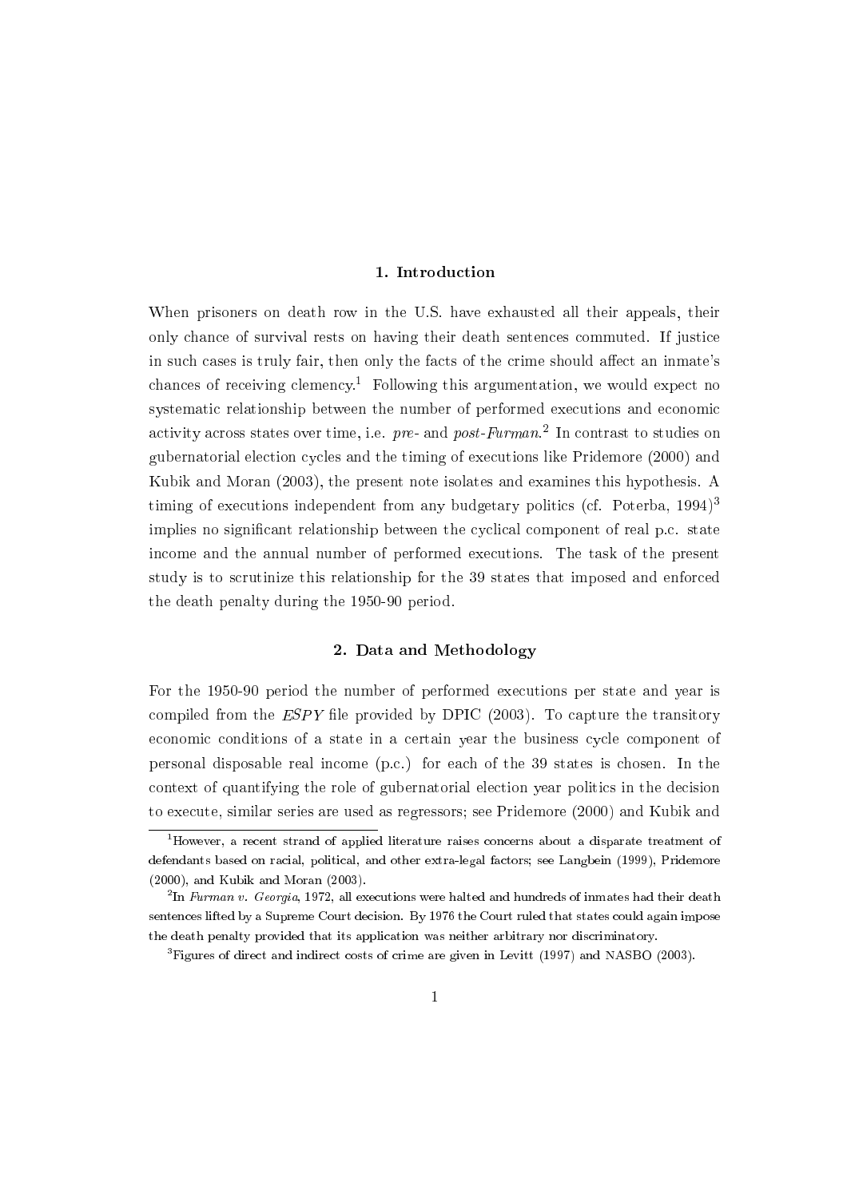## 1. Introduction

When prisoners on death row in the U.S. have exhausted all their appeals, their only chance of survival rests on having their death sentences commuted. If justice in such cases is truly fair, then only the facts of the crime should affect an inmate's chances of receiving clemency.[1] Following this argumentation, we would expect no systematic relationship between the number of performed executions and economic activity across states over time, i.e. *pre-* and *post-Furman*.[2] In contrast to studies on gubernatorial election cycles and the timing of executions like Pridemore (2000) and Kubik and Moran (2003), the present note isolates and examines this hypothesis. A timing of executions independent from any budgetary politics (cf. Poterba, 1994)[3] implies no significant relationship between the cyclical component of real p.c. state income and the annual number of performed executions. The task of the present study is to scrutinize this relationship for the 39 states that imposed and enforced the death penalty during the 1950-90 period.

## 2. Data and Methodology

For the 1950-90 period the number of performed executions per state and year is compiled from the *ESPY* file provided by DPIC (2003). To capture the transitory economic conditions of a state in a certain year the business cycle component of personal disposable real income (p.c.) for each of the 39 states is chosen. In the context of quantifying the role of gubernatorial election year politics in the decision to execute, similar series are used as regressors; see Pridemore (2000) and Kubik and

---

[1] However, a recent strand of applied literature raises concerns about a disparate treatment of defendants based on racial, political, and other extra-legal factors; see Langbein (1999), Pridemore (2000), and Kubik and Moran (2003).

[2] In *Furman v. Georgia*, 1972, all executions were halted and hundreds of inmates had their death sentences lifted by a Supreme Court decision. By 1976 the Court ruled that states could again impose the death penalty provided that its application was neither arbitrary nor discriminatory.

[3] Figures of direct and indirect costs of crime are given in Levitt (1997) and NASBO (2003).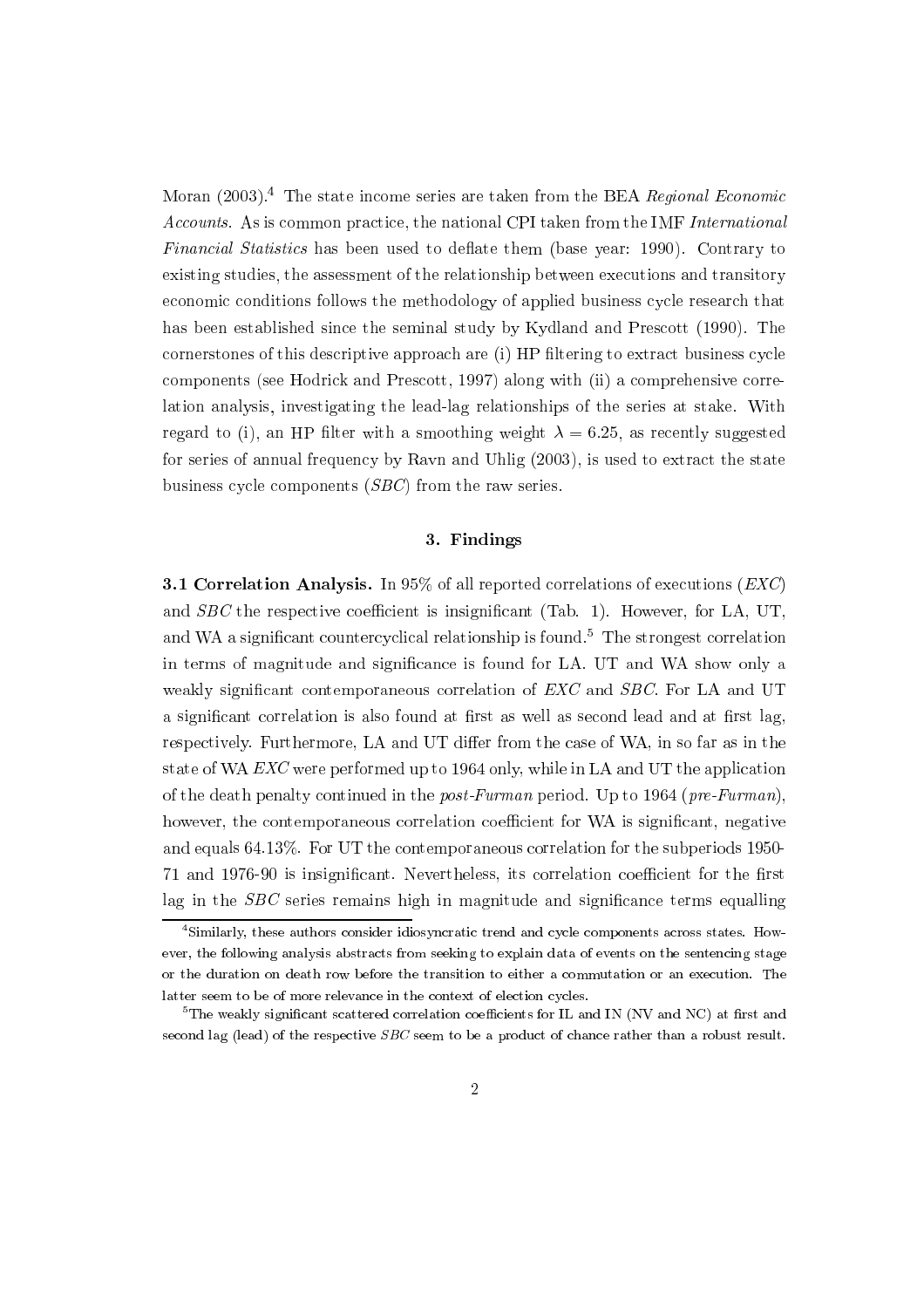Moran (2003).[4] The state income series are taken from the BEA *Regional Economic Accounts*. As is common practice, the national CPI taken from the IMF *International Financial Statistics* has been used to deflate them (base year: 1990). Contrary to existing studies, the assessment of the relationship between executions and transitory economic conditions follows the methodology of applied business cycle research that has been established since the seminal study by Kydland and Prescott (1990). The cornerstones of this descriptive approach are (i) HP filtering to extract business cycle components (see Hodrick and Prescott, 1997) along with (ii) a comprehensive correlation analysis, investigating the lead-lag relationships of the series at stake. With regard to (i), an HP filter with a smoothing weight $\lambda = 6.25$, as recently suggested for series of annual frequency by Ravn and Uhlig (2003), is used to extract the state business cycle components (*SBC*) from the raw series.

## 3. Findings

**3.1 Correlation Analysis.** In 95% of all reported correlations of executions (*EXC*) and *SBC* the respective coefficient is insignificant (Tab. 1). However, for LA, UT, and WA a significant countercyclical relationship is found.[5] The strongest correlation in terms of magnitude and significance is found for LA. UT and WA show only a weakly significant contemporaneous correlation of *EXC* and *SBC*. For LA and UT a significant correlation is also found at first as well as second lead and at first lag, respectively. Furthermore, LA and UT differ from the case of WA, in so far as in the state of WA *EXC* were performed up to 1964 only, while in LA and UT the application of the death penalty continued in the *post-Furman* period. Up to 1964 (*pre-Furman*), however, the contemporaneous correlation coefficient for WA is significant, negative and equals 64.13%. For UT the contemporaneous correlation for the subperiods 1950-71 and 1976-90 is insignificant. Nevertheless, its correlation coefficient for the first lag in the *SBC* series remains high in magnitude and significance terms equalling

---

[4] Similarly, these authors consider idiosyncratic trend and cycle components across states. However, the following analysis abstracts from seeking to explain data of events on the sentencing stage or the duration on death row before the transition to either a commutation or an execution. The latter seem to be of more relevance in the context of election cycles.

[5] The weakly significant scattered correlation coefficients for IL and IN (NV and NC) at first and second lag (lead) of the respective *SBC* seem to be a product of chance rather than a robust result.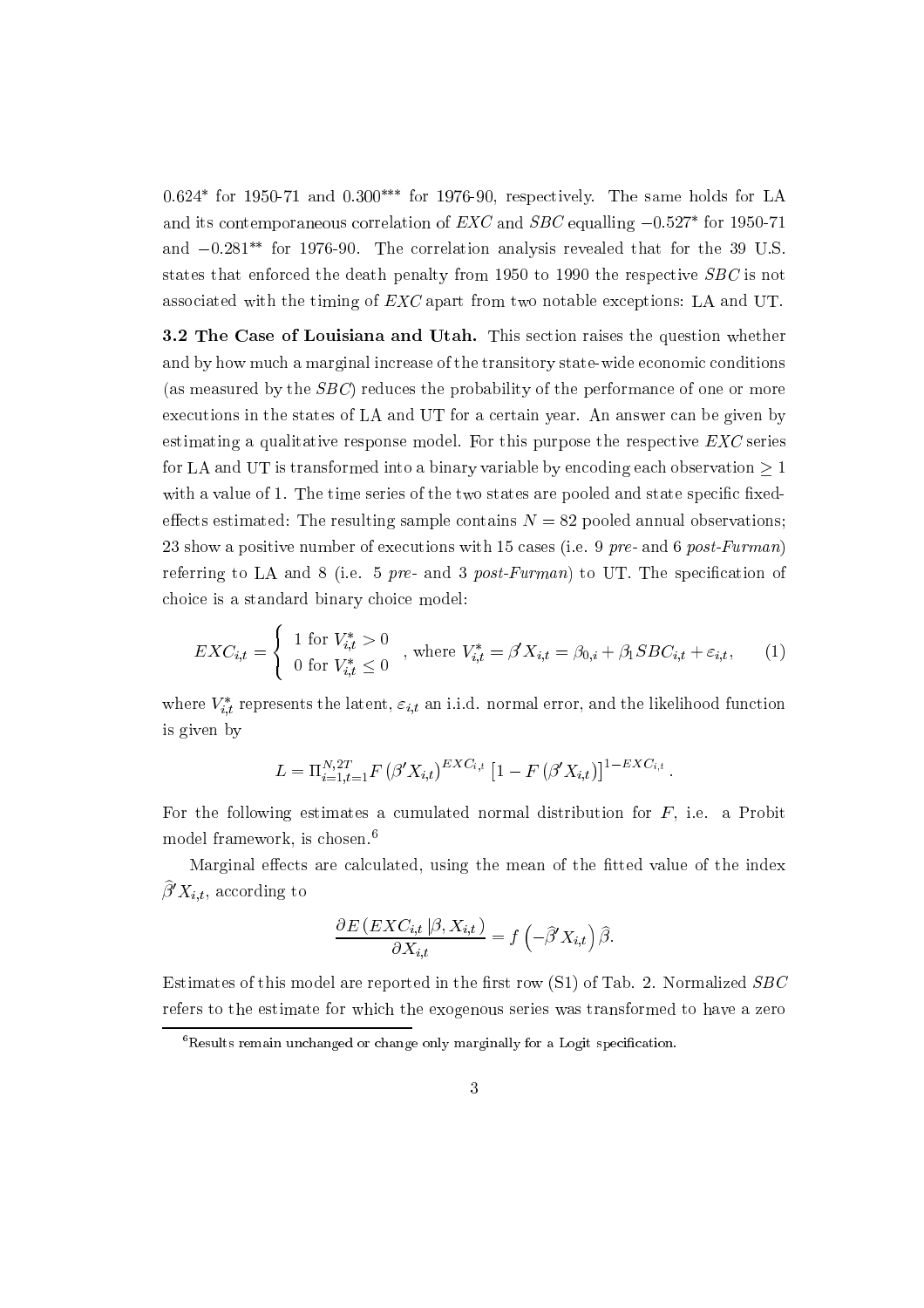$0.624^{*}$ for 1950-71 and $0.300^{***}$ for 1976-90, respectively. The same holds for LA and its contemporaneous correlation of *EXC* and *SBC* equalling $-0.527^{*}$ for 1950-71 and $-0.281^{**}$ for 1976-90. The correlation analysis revealed that for the 39 U.S. states that enforced the death penalty from 1950 to 1990 the respective *SBC* is not associated with the timing of *EXC* apart from two notable exceptions: LA and UT.

**3.2 The Case of Louisiana and Utah.** This section raises the question whether and by how much a marginal increase of the transitory state-wide economic conditions (as measured by the *SBC*) reduces the probability of the performance of one or more executions in the states of LA and UT for a certain year. An answer can be given by estimating a qualitative response model. For this purpose the respective *EXC* series for LA and UT is transformed into a binary variable by encoding each observation $\geq 1$ with a value of 1. The time series of the two states are pooled and state specific fixed-effects estimated: The resulting sample contains $N = 82$ pooled annual observations; 23 show a positive number of executions with 15 cases (i.e. 9 *pre-* and 6 *post-Furman*) referring to LA and 8 (i.e. 5 *pre-* and 3 *post-Furman*) to UT. The specification of choice is a standard binary choice model:

$$EXC_{i,t} = \begin{cases} 1 \text{ for } V_{i,t}^{*} > 0 \\ 0 \text{ for } V_{i,t}^{*} \leq 0 \end{cases}, \text{ where } V_{i,t}^{*} = \beta' X_{i,t} = \beta_{0,i} + \beta_1 SBC_{i,t} + \varepsilon_{i,t}, \qquad (1)$$

where $V_{i,t}^{*}$ represents the latent, $\varepsilon_{i,t}$ an i.i.d. normal error, and the likelihood function is given by

$$L = \Pi_{i=1,t=1}^{N,2T} F\left(\beta' X_{i,t}\right)^{EXC_{i,t}} \left[1 - F\left(\beta' X_{i,t}\right)\right]^{1-EXC_{i,t}}.$$

For the following estimates a cumulated normal distribution for $F$, i.e. a Probit model framework, is chosen.[6]

Marginal effects are calculated, using the mean of the fitted value of the index $\widehat{\beta}' X_{i,t}$, according to

$$\frac{\partial E\left(EXC_{i,t} \left|\beta, X_{i,t}\right.\right)}{\partial X_{i,t}} = f\left(-\widehat{\beta}' X_{i,t}\right) \widehat{\beta}.$$

Estimates of this model are reported in the first row (S1) of Tab. 2. Normalized *SBC* refers to the estimate for which the exogenous series was transformed to have a zero

[6] Results remain unchanged or change only marginally for a Logit specification.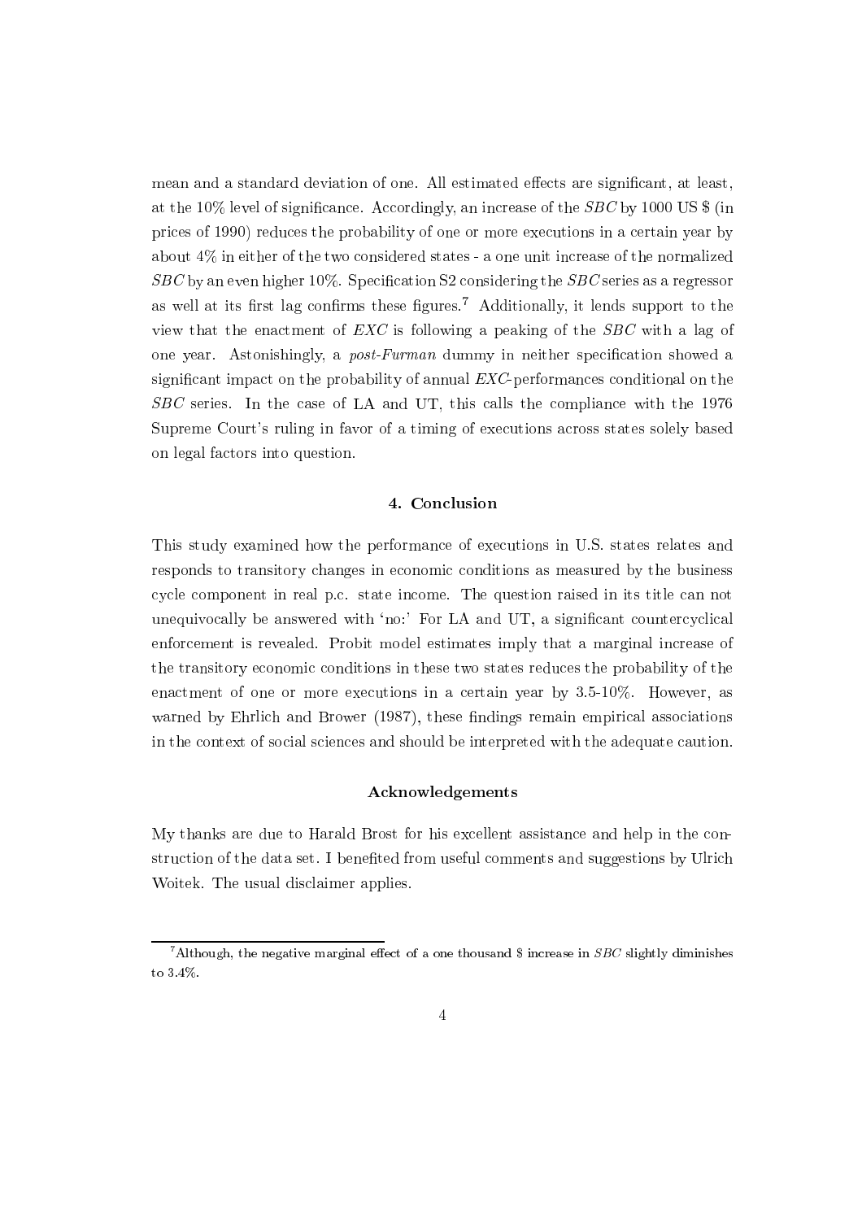mean and a standard deviation of one. All estimated effects are significant, at least, at the 10% level of significance. Accordingly, an increase of the *SBC* by 1000 US $ (in prices of 1990) reduces the probability of one or more executions in a certain year by about 4% in either of the two considered states - a one unit increase of the normalized *SBC* by an even higher 10%. Specification S2 considering the *SBC* series as a regressor as well at its first lag confirms these figures.[7] Additionally, it lends support to the view that the enactment of *EXC* is following a peaking of the *SBC* with a lag of one year. Astonishingly, a *post-Furman* dummy in neither specification showed a significant impact on the probability of annual *EXC*-performances conditional on the *SBC* series. In the case of LA and UT, this calls the compliance with the 1976 Supreme Court's ruling in favor of a timing of executions across states solely based on legal factors into question.

## 4. Conclusion

This study examined how the performance of executions in U.S. states relates and responds to transitory changes in economic conditions as measured by the business cycle component in real p.c. state income. The question raised in its title can not unequivocally be answered with 'no:' For LA and UT, a significant countercyclical enforcement is revealed. Probit model estimates imply that a marginal increase of the transitory economic conditions in these two states reduces the probability of the enactment of one or more executions in a certain year by 3.5-10%. However, as warned by Ehrlich and Brower (1987), these findings remain empirical associations in the context of social sciences and should be interpreted with the adequate caution.

### Acknowledgements

My thanks are due to Harald Brost for his excellent assistance and help in the construction of the data set. I benefited from useful comments and suggestions by Ulrich Woitek. The usual disclaimer applies.

---

[7] Although, the negative marginal effect of a one thousand $ increase in *SBC* slightly diminishes to 3.4%.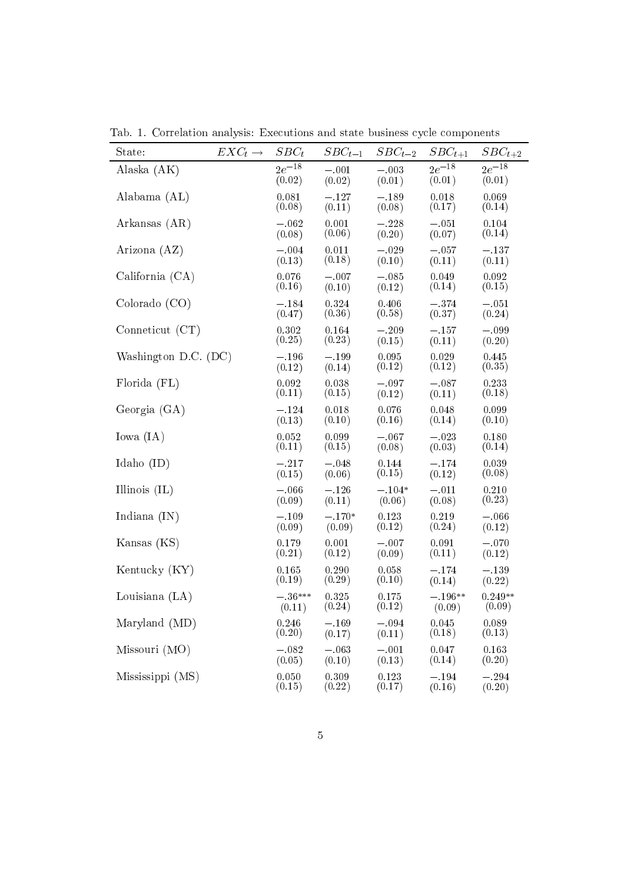Tab. 1. Correlation analysis: Executions and state business cycle components

| State: $EXC_t \rightarrow$ | $SBC_t$ | $SBC_{t-1}$ | $SBC_{t-2}$ | $SBC_{t+1}$ | $SBC_{t+2}$ |
|---|---|---|---|---|---|
| Alaska (AK) | $2e^{-18}$ (0.02) | $-.001$ (0.02) | $-.003$ (0.01) | $2e^{-18}$ (0.01) | $2e^{-18}$ (0.01) |
| Alabama (AL) | 0.081 (0.08) | $-.127$ (0.11) | $-.189$ (0.08) | 0.018 (0.17) | 0.069 (0.14) |
| Arkansas (AR) | $-.062$ (0.08) | 0.001 (0.06) | $-.228$ (0.20) | $-.051$ (0.07) | 0.104 (0.14) |
| Arizona (AZ) | $-.004$ (0.13) | 0.011 (0.18) | $-.029$ (0.10) | $-.057$ (0.11) | $-.137$ (0.11) |
| California (CA) | 0.076 (0.16) | $-.007$ (0.10) | $-.085$ (0.12) | 0.049 (0.14) | 0.092 (0.15) |
| Colorado (CO) | $-.184$ (0.47) | 0.324 (0.36) | 0.406 (0.58) | $-.374$ (0.37) | $-.051$ (0.24) |
| Conneticut (CT) | 0.302 (0.25) | 0.164 (0.23) | $-.209$ (0.15) | $-.157$ (0.11) | $-.099$ (0.20) |
| Washington D.C. (DC) | $-.196$ (0.12) | $-.199$ (0.14) | 0.095 (0.12) | 0.029 (0.12) | 0.445 (0.35) |
| Florida (FL) | 0.092 (0.11) | 0.038 (0.15) | $-.097$ (0.12) | $-.087$ (0.11) | 0.233 (0.18) |
| Georgia (GA) | $-.124$ (0.13) | 0.018 (0.10) | 0.076 (0.16) | 0.048 (0.14) | 0.099 (0.10) |
| Iowa (IA) | 0.052 (0.11) | 0.099 (0.15) | $-.067$ (0.08) | $-.023$ (0.03) | 0.180 (0.14) |
| Idaho (ID) | $-.217$ (0.15) | $-.048$ (0.06) | 0.144 (0.15) | $-.174$ (0.12) | 0.039 (0.08) |
| Illinois (IL) | $-.066$ (0.09) | $-.126$ (0.11) | $-.104^{*}$ (0.06) | $-.011$ (0.08) | 0.210 (0.23) |
| Indiana (IN) | $-.109$ (0.09) | $-.170^{*}$ (0.09) | 0.123 (0.12) | 0.219 (0.24) | $-.066$ (0.12) |
| Kansas (KS) | 0.179 (0.21) | 0.001 (0.12) | $-.007$ (0.09) | 0.091 (0.11) | $-.070$ (0.12) |
| Kentucky (KY) | 0.165 (0.19) | 0.290 (0.29) | 0.058 (0.10) | $-.174$ (0.14) | $-.139$ (0.22) |
| Louisiana (LA) | $-.36^{***}$ (0.11) | 0.325 (0.24) | 0.175 (0.12) | $-.196^{**}$ (0.09) | $0.249^{**}$ (0.09) |
| Maryland (MD) | 0.246 (0.20) | $-.169$ (0.17) | $-.094$ (0.11) | 0.045 (0.18) | 0.089 (0.13) |
| Missouri (MO) | $-.082$ (0.05) | $-.063$ (0.10) | $-.001$ (0.13) | 0.047 (0.14) | 0.163 (0.20) |
| Mississippi (MS) | 0.050 (0.15) | 0.309 (0.22) | 0.123 (0.17) | $-.194$ (0.16) | $-.294$ (0.20) |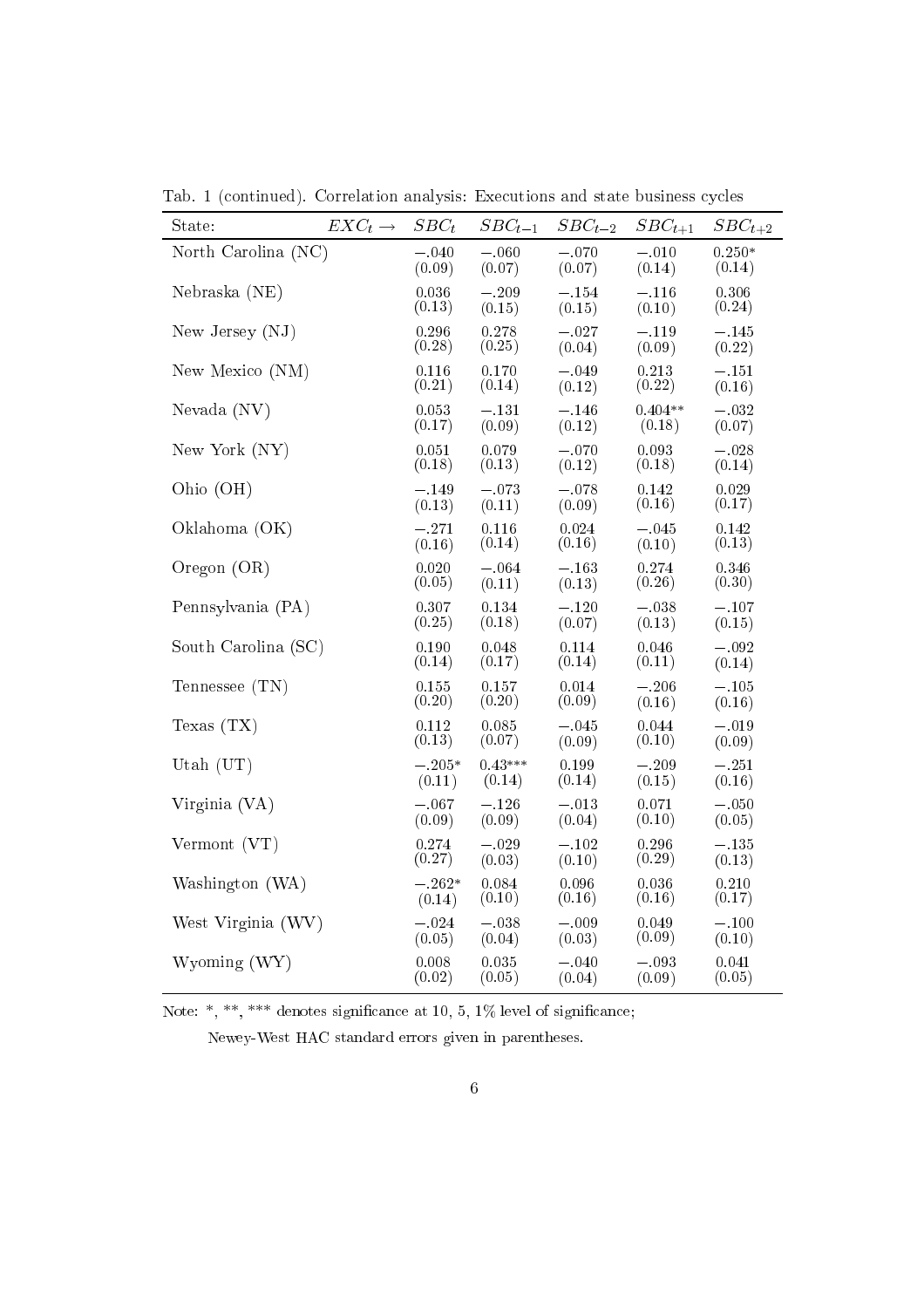Tab. 1 (continued). Correlation analysis: Executions and state business cycles

| State: $EXC_t \rightarrow$ | $SBC_t$ | $SBC_{t-1}$ | $SBC_{t-2}$ | $SBC_{t+1}$ | $SBC_{t+2}$ |
|---|---|---|---|---|---|
| North Carolina (NC) | $-.040$ (0.09) | $-.060$ (0.07) | $-.070$ (0.07) | $-.010$ (0.14) | $0.250^{*}$ (0.14) |
| Nebraska (NE) | 0.036 (0.13) | $-.209$ (0.15) | $-.154$ (0.15) | $-.116$ (0.10) | 0.306 (0.24) |
| New Jersey (NJ) | 0.296 (0.28) | 0.278 (0.25) | $-.027$ (0.04) | $-.119$ (0.09) | $-.145$ (0.22) |
| New Mexico (NM) | 0.116 (0.21) | 0.170 (0.14) | $-.049$ (0.12) | 0.213 (0.22) | $-.151$ (0.16) |
| Nevada (NV) | 0.053 (0.17) | $-.131$ (0.09) | $-.146$ (0.12) | $0.404^{**}$ (0.18) | $-.032$ (0.07) |
| New York (NY) | 0.051 (0.18) | 0.079 (0.13) | $-.070$ (0.12) | 0.093 (0.18) | $-.028$ (0.14) |
| Ohio (OH) | $-.149$ (0.13) | $-.073$ (0.11) | $-.078$ (0.09) | 0.142 (0.16) | 0.029 (0.17) |
| Oklahoma (OK) | $-.271$ (0.16) | 0.116 (0.14) | 0.024 (0.16) | $-.045$ (0.10) | 0.142 (0.13) |
| Oregon (OR) | 0.020 (0.05) | $-.064$ (0.11) | $-.163$ (0.13) | 0.274 (0.26) | 0.346 (0.30) |
| Pennsylvania (PA) | 0.307 (0.25) | 0.134 (0.18) | $-.120$ (0.07) | $-.038$ (0.13) | $-.107$ (0.15) |
| South Carolina (SC) | 0.190 (0.14) | 0.048 (0.17) | 0.114 (0.14) | 0.046 (0.11) | $-.092$ (0.14) |
| Tennessee (TN) | 0.155 (0.20) | 0.157 (0.20) | 0.014 (0.09) | $-.206$ (0.16) | $-.105$ (0.16) |
| Texas (TX) | 0.112 (0.13) | 0.085 (0.07) | $-.045$ (0.09) | 0.044 (0.10) | $-.019$ (0.09) |
| Utah (UT) | $-.205^{*}$ (0.11) | $0.43^{***}$ (0.14) | 0.199 (0.14) | $-.209$ (0.15) | $-.251$ (0.16) |
| Virginia (VA) | $-.067$ (0.09) | $-.126$ (0.09) | $-.013$ (0.04) | 0.071 (0.10) | $-.050$ (0.05) |
| Vermont (VT) | 0.274 (0.27) | $-.029$ (0.03) | $-.102$ (0.10) | 0.296 (0.29) | $-.135$ (0.13) |
| Washington (WA) | $-.262^{*}$ (0.14) | 0.084 (0.10) | 0.096 (0.16) | 0.036 (0.16) | 0.210 (0.17) |
| West Virginia (WV) | $-.024$ (0.05) | $-.038$ (0.04) | $-.009$ (0.03) | 0.049 (0.09) | $-.100$ (0.10) |
| Wyoming (WY) | 0.008 (0.02) | 0.035 (0.05) | $-.040$ (0.04) | $-.093$ (0.09) | 0.041 (0.05) |

Note: *, **, *** denotes significance at 10, 5, 1% level of significance;

Newey-West HAC standard errors given in parentheses.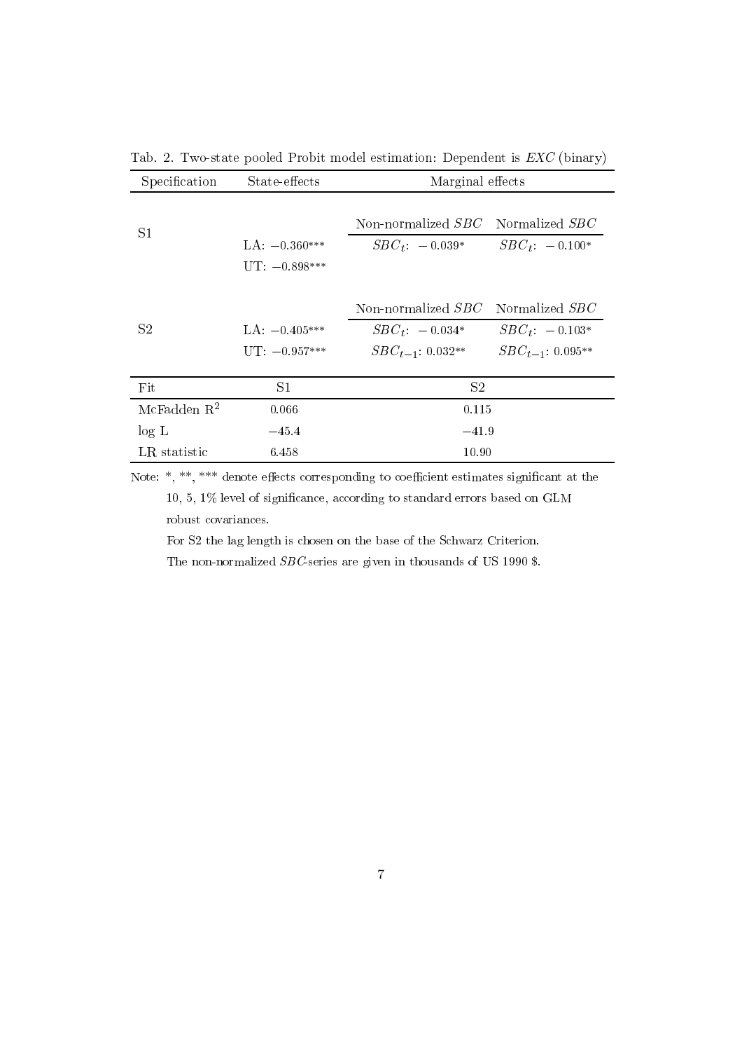Tab. 2. Two-state pooled Probit model estimation: Dependent is *EXC* (binary)

| Specification | State-effects | Marginal effects | |
|---|---|---|---|
| | | Non-normalized *SBC* | Normalized *SBC* |
| S1 | LA: $-0.360^{***}$ | $SBC_t$: $-0.039^{*}$ | $SBC_t$: $-0.100^{*}$ |
| | UT: $-0.898^{***}$ | | |
| | | Non-normalized *SBC* | Normalized *SBC* |
| S2 | LA: $-0.405^{***}$ | $SBC_t$: $-0.034^{*}$ | $SBC_t$: $-0.103^{*}$ |
| | UT: $-0.957^{***}$ | $SBC_{t-1}$: $0.032^{**}$ | $SBC_{t-1}$: $0.095^{**}$ |

| Fit | S1 | S2 |
|---|---|---|
| McFadden $R^2$ | 0.066 | 0.115 |
| log L | $-45.4$ | $-41.9$ |
| LR statistic | 6.458 | 10.90 |

Note: *, **, *** denote effects corresponding to coefficient estimates significant at the 10, 5, 1% level of significance, according to standard errors based on GLM robust covariances.

For S2 the lag length is chosen on the base of the Schwarz Criterion.

The non-normalized *SBC*-series are given in thousands of US 1990 $.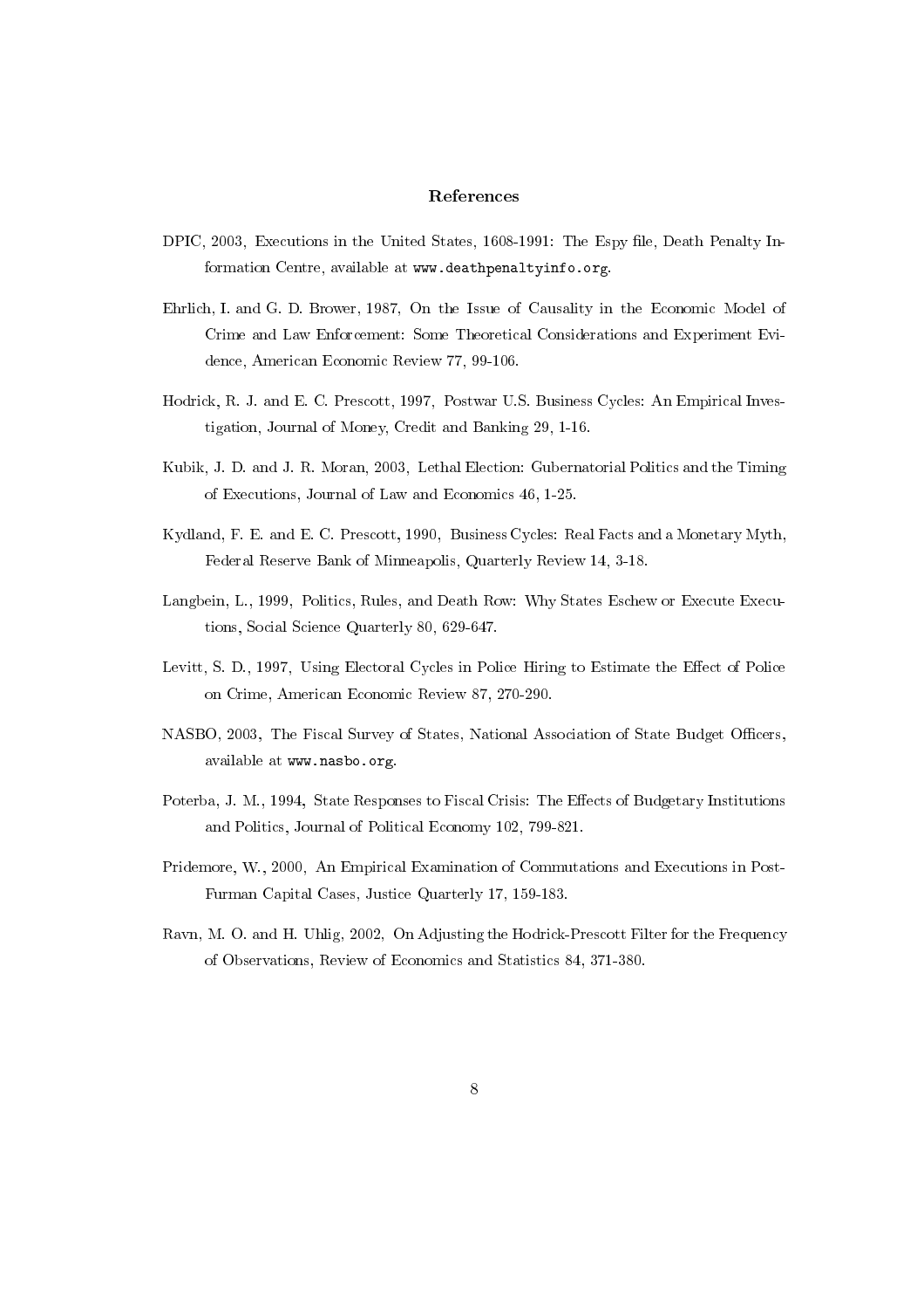## References

DPIC, 2003, Executions in the United States, 1608-1991: The Espy file, Death Penalty Information Centre, available at www.deathpenaltyinfo.org.

Ehrlich, I. and G. D. Brower, 1987, On the Issue of Causality in the Economic Model of Crime and Law Enforcement: Some Theoretical Considerations and Experiment Evidence, American Economic Review 77, 99-106.

Hodrick, R. J. and E. C. Prescott, 1997, Postwar U.S. Business Cycles: An Empirical Investigation, Journal of Money, Credit and Banking 29, 1-16.

Kubik, J. D. and J. R. Moran, 2003, Lethal Election: Gubernatorial Politics and the Timing of Executions, Journal of Law and Economics 46, 1-25.

Kydland, F. E. and E. C. Prescott, 1990, Business Cycles: Real Facts and a Monetary Myth, Federal Reserve Bank of Minneapolis, Quarterly Review 14, 3-18.

Langbein, L., 1999, Politics, Rules, and Death Row: Why States Eschew or Execute Executions, Social Science Quarterly 80, 629-647.

Levitt, S. D., 1997, Using Electoral Cycles in Police Hiring to Estimate the Effect of Police on Crime, American Economic Review 87, 270-290.

NASBO, 2003, The Fiscal Survey of States, National Association of State Budget Officers, available at www.nasbo.org.

Poterba, J. M., 1994, State Responses to Fiscal Crisis: The Effects of Budgetary Institutions and Politics, Journal of Political Economy 102, 799-821.

Pridemore, W., 2000, An Empirical Examination of Commutations and Executions in Post-Furman Capital Cases, Justice Quarterly 17, 159-183.

Ravn, M. O. and H. Uhlig, 2002, On Adjusting the Hodrick-Prescott Filter for the Frequency of Observations, Review of Economics and Statistics 84, 371-380.